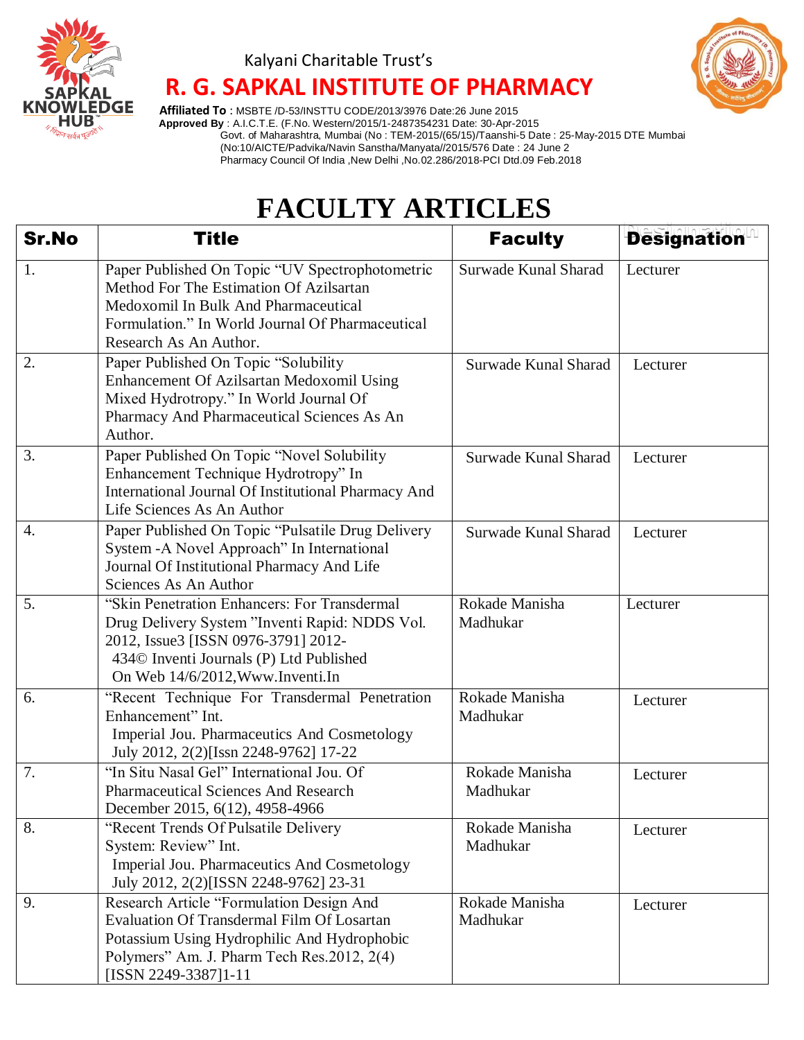Kalyani Charitable Trust's

# R. G. SAPKAL INSTITUTE OF PHARMACY

**Affiliated To** : MSBTE /D-53/INSTTU CODE/2013/3976 Date:26 June 2015
**Approved By** : A.I.C.T.E. (F.No. Western/2015/1-2487354231 Date: 30-Apr-2015
Govt. of Maharashtra, Mumbai (No : TEM-2015/(65/15)/Taanshi-5 Date : 25-May-2015 DTE Mumbai
(No:10/AICTE/Padvika/Navin Sanstha/Manyata//2015/576 Date : 24 June 2
Pharmacy Council Of India ,New Delhi ,No.02.286/2018-PCI Dtd.09 Feb.2018

# FACULTY ARTICLES

| Sr.No | Title | Faculty | Designation |
|---|---|---|---|
| 1. | Paper Published On Topic "UV Spectrophotometric Method For The Estimation Of Azilsartan Medoxomil In Bulk And Pharmaceutical Formulation." In World Journal Of Pharmaceutical Research As An Author. | Surwade Kunal Sharad | Lecturer |
| 2. | Paper Published On Topic "Solubility Enhancement Of Azilsartan Medoxomil Using Mixed Hydrotropy." In World Journal Of Pharmacy And Pharmaceutical Sciences As An Author. | Surwade Kunal Sharad | Lecturer |
| 3. | Paper Published On Topic "Novel Solubility Enhancement Technique Hydrotropy" In International Journal Of Institutional Pharmacy And Life Sciences As An Author | Surwade Kunal Sharad | Lecturer |
| 4. | Paper Published On Topic "Pulsatile Drug Delivery System -A Novel Approach" In International Journal Of Institutional Pharmacy And Life Sciences As An Author | Surwade Kunal Sharad | Lecturer |
| 5. | "Skin Penetration Enhancers: For Transdermal Drug Delivery System "Inventi Rapid: NDDS Vol. 2012, Issue3 [ISSN 0976-3791] 2012-434© Inventi Journals (P) Ltd Published On Web 14/6/2012,Www.Inventi.In | Rokade Manisha Madhukar | Lecturer |
| 6. | "Recent Technique For Transdermal Penetration Enhancement" Int. Imperial Jou. Pharmaceutics And Cosmetology July 2012, 2(2)[Issn 2248-9762] 17-22 | Rokade Manisha Madhukar | Lecturer |
| 7. | "In Situ Nasal Gel" International Jou. Of Pharmaceutical Sciences And Research December 2015, 6(12), 4958-4966 | Rokade Manisha Madhukar | Lecturer |
| 8. | "Recent Trends Of Pulsatile Delivery System: Review" Int. Imperial Jou. Pharmaceutics And Cosmetology July 2012, 2(2)[ISSN 2248-9762] 23-31 | Rokade Manisha Madhukar | Lecturer |
| 9. | Research Article "Formulation Design And Evaluation Of Transdermal Film Of Losartan Potassium Using Hydrophilic And Hydrophobic Polymers" Am. J. Pharm Tech Res.2012, 2(4) [ISSN 2249-3387]1-11 | Rokade Manisha Madhukar | Lecturer |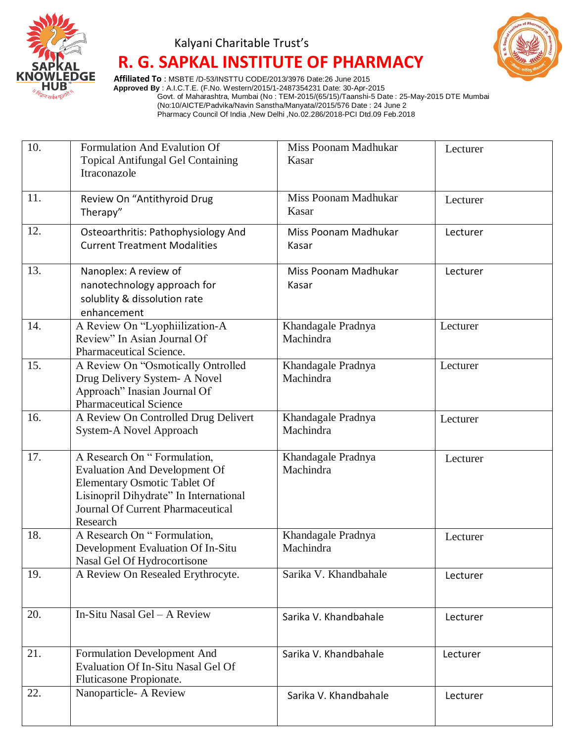Kalyani Charitable Trust's

# R. G. SAPKAL INSTITUTE OF PHARMACY

**Affiliated To** : MSBTE /D-53/INSTTU CODE/2013/3976 Date:26 June 2015
**Approved By** : A.I.C.T.E. (F.No. Western/2015/1-2487354231 Date: 30-Apr-2015
Govt. of Maharashtra, Mumbai (No : TEM-2015/(65/15)/Taanshi-5 Date : 25-May-2015 DTE Mumbai
(No:10/AICTE/Padvika/Navin Sanstha/Manyata//2015/576 Date : 24 June 2
Pharmacy Council Of India ,New Delhi ,No.02.286/2018-PCI Dtd.09 Feb.2018

| | | | |
|---|---|---|---|
| 10. | Formulation And Evalution Of Topical Antifungal Gel Containing Itraconazole | Miss Poonam Madhukar Kasar | Lecturer |
| 11. | Review On "Antithyroid Drug Therapy" | Miss Poonam Madhukar Kasar | Lecturer |
| 12. | Osteoarthritis: Pathophysiology And Current Treatment Modalities | Miss Poonam Madhukar Kasar | Lecturer |
| 13. | Nanoplex: A review of nanotechnology approach for solublity & dissolution rate enhancement | Miss Poonam Madhukar Kasar | Lecturer |
| 14. | A Review On "Lyophiilization-A Review" In Asian Journal Of Pharmaceutical Science. | Khandagale Pradnya Machindra | Lecturer |
| 15. | A Review On "Osmotically Ontrolled Drug Delivery System- A Novel Approach" Inasian Journal Of Pharmaceutical Science | Khandagale Pradnya Machindra | Lecturer |
| 16. | A Review On Controlled Drug Delivert System-A Novel Approach | Khandagale Pradnya Machindra | Lecturer |
| 17. | A Research On " Formulation, Evaluation And Development Of Elementary Osmotic Tablet Of Lisinopril Dihydrate" In International Journal Of Current Pharmaceutical Research | Khandagale Pradnya Machindra | Lecturer |
| 18. | A Research On " Formulation, Development Evaluation Of In-Situ Nasal Gel Of Hydrocortisone | Khandagale Pradnya Machindra | Lecturer |
| 19. | A Review On Resealed Erythrocyte. | Sarika V. Khandbahale | Lecturer |
| 20. | In-Situ Nasal Gel – A Review | Sarika V. Khandbahale | Lecturer |
| 21. | Formulation Development And Evaluation Of In-Situ Nasal Gel Of Fluticasone Propionate. | Sarika V. Khandbahale | Lecturer |
| 22. | Nanoparticle- A Review | Sarika V. Khandbahale | Lecturer |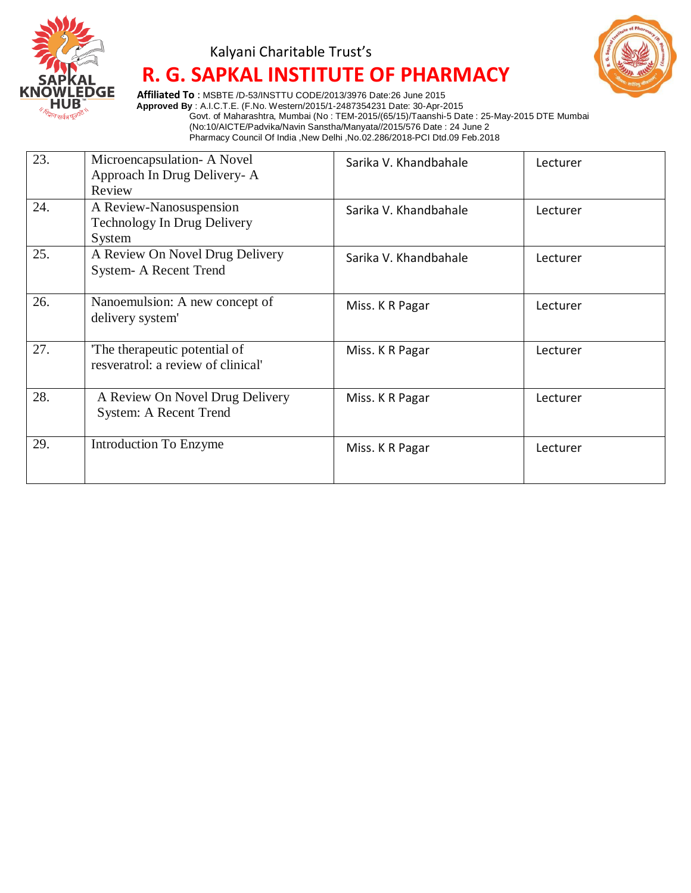| | | | |
|---|---|---|---|
| 23. | Microencapsulation- A Novel Approach In Drug Delivery- A Review | Sarika V. Khandbahale | Lecturer |
| 24. | A Review-Nanosuspension Technology In Drug Delivery System | Sarika V. Khandbahale | Lecturer |
| 25. | A Review On Novel Drug Delivery System- A Recent Trend | Sarika V. Khandbahale | Lecturer |
| 26. | Nanoemulsion: A new concept of delivery system' | Miss. K R Pagar | Lecturer |
| 27. | 'The therapeutic potential of resveratrol: a review of clinical' | Miss. K R Pagar | Lecturer |
| 28. | A Review On Novel Drug Delivery System: A Recent Trend | Miss. K R Pagar | Lecturer |
| 29. | Introduction To Enzyme | Miss. K R Pagar | Lecturer |